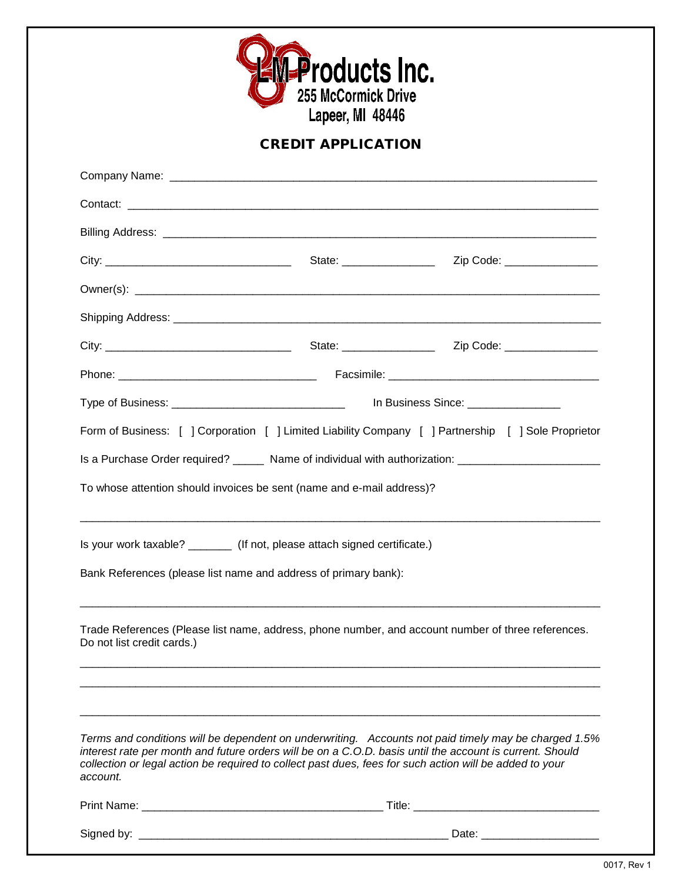# LM Products Inc.

255 McCormick Drive
Lapeer, MI 48446

## CREDIT APPLICATION

Company Name: ______________________________________________________________________

Contact: __________________________________________________________________________

Billing Address: ____________________________________________________________________

City: ______________________________ State: _______________ Zip Code: _______________

Owner(s): _________________________________________________________________________

Shipping Address: ___________________________________________________________________

City: ______________________________ State: _______________ Zip Code: _______________

Phone: _________________________________ Facsimile: __________________________________

Type of Business: ___________________________ In Business Since: _______________

Form of Business: [ ] Corporation [ ] Limited Liability Company [ ] Partnership [ ] Sole Proprietor

Is a Purchase Order required? _____ Name of individual with authorization: ______________________

To whose attention should invoices be sent (name and e-mail address)?

_________________________________________________________________________________

Is your work taxable? _______ (If not, please attach signed certificate.)

Bank References (please list name and address of primary bank):

_________________________________________________________________________________

Trade References (Please list name, address, phone number, and account number of three references. Do not list credit cards.)

_________________________________________________________________________________

_________________________________________________________________________________

_________________________________________________________________________________

*Terms and conditions will be dependent on underwriting. Accounts not paid timely may be charged 1.5% interest rate per month and future orders will be on a C.O.D. basis until the account is current. Should collection or legal action be required to collect past dues, fees for such action will be added to your account.*

Print Name: _______________________________________ Title: ______________________________

Signed by: __________________________________________________ Date: ___________________

0017, Rev 1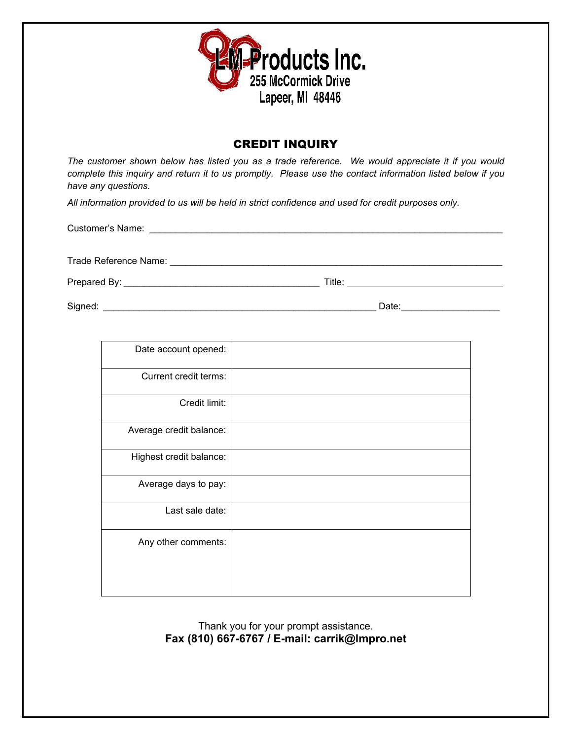**LM Products Inc.**
255 McCormick Drive
Lapeer, MI 48446

## CREDIT INQUIRY

*The customer shown below has listed you as a trade reference. We would appreciate it if you would complete this inquiry and return it to us promptly. Please use the contact information listed below if you have any questions.*

*All information provided to us will be held in strict confidence and used for credit purposes only.*

Customer's Name: ______________________________________________________________________

Trade Reference Name: _________________________________________________________________

Prepared By: _______________________________________ Title: ______________________________

Signed: ______________________________________________________ Date:___________________

| | |
|---|---|
| Date account opened: | |
| Current credit terms: | |
| Credit limit: | |
| Average credit balance: | |
| Highest credit balance: | |
| Average days to pay: | |
| Last sale date: | |
| Any other comments: | |

Thank you for your prompt assistance.
**Fax (810) 667-6767 / E-mail: carrik@lmpro.net**